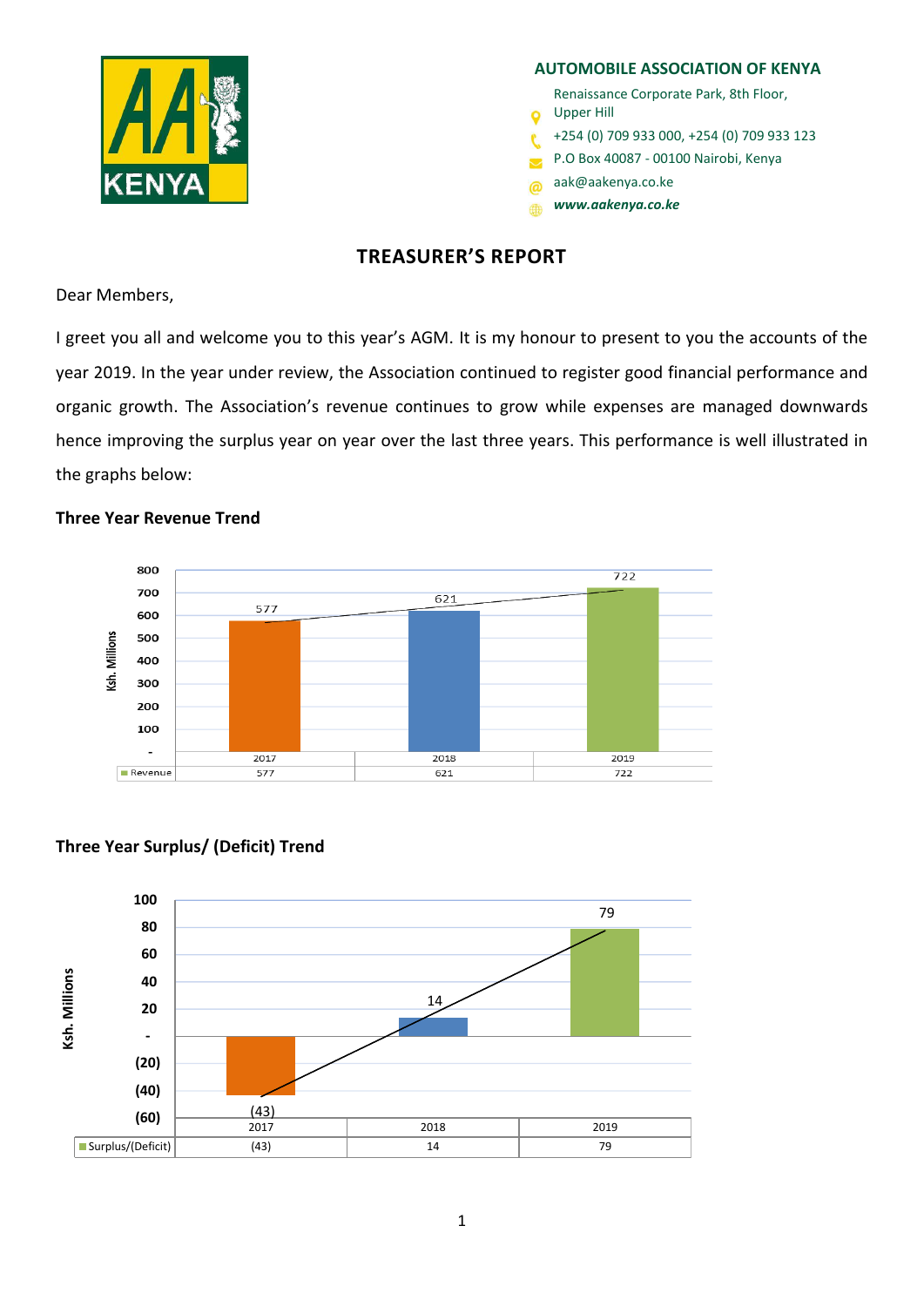AUTOMOBILE ASSOCIATION OF KENYA

Renaissance Corporate Park, 8th Floor, Upper Hill

+254 (0) 709 933 000, +254 (0) 709 933 123

P.O Box 40087 - 00100 Nairobi, Kenya

aak@aakenya.co.ke

*www.aakenya.co.ke*

# TREASURER'S REPORT

Dear Members,

I greet you all and welcome you to this year's AGM. It is my honour to present to you the accounts of the year 2019. In the year under review, the Association continued to register good financial performance and organic growth. The Association's revenue continues to grow while expenses are managed downwards hence improving the surplus year on year over the last three years. This performance is well illustrated in the graphs below:

**Three Year Revenue Trend**

Ksh. Millions

800
700
600
500
400
300
200
100
-

577
621
722

2017
2018
2019

Revenue
577
621
722

**Three Year Surplus/ (Deficit) Trend**

Ksh. Millions

100
80
60
40
20
-
(20)
(40)
(60)

(43)
14
79

2017
2018
2019

Surplus/(Deficit)
(43)
14
79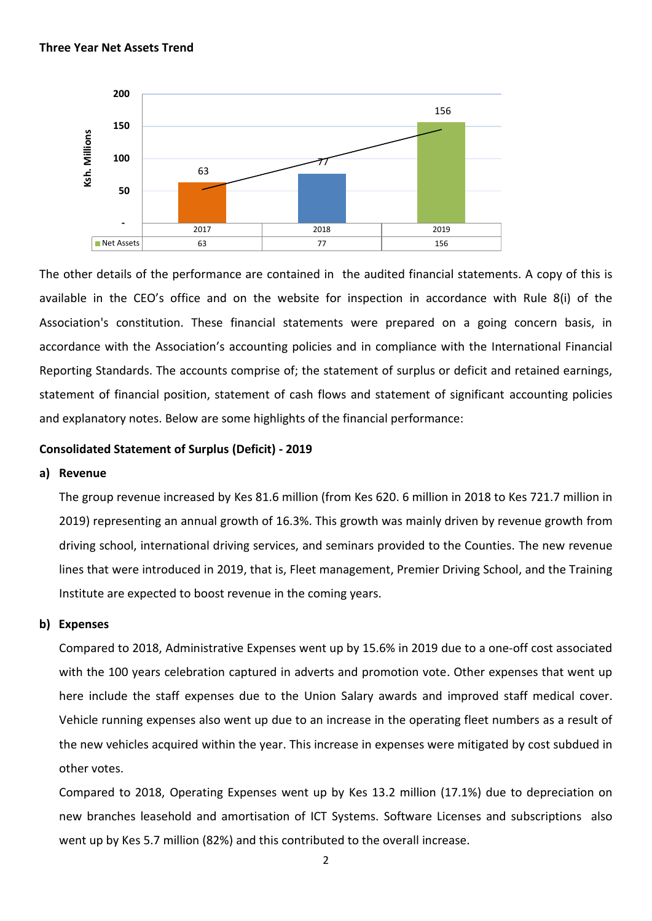**Three Year Net Assets Trend**

Ksh. Millions

200
150
100
50
-

63
77
156

2017 2018 2019

Net Assets 63 77 156

The other details of the performance are contained in the audited financial statements. A copy of this is available in the CEO's office and on the website for inspection in accordance with Rule 8(i) of the Association's constitution. These financial statements were prepared on a going concern basis, in accordance with the Association's accounting policies and in compliance with the International Financial Reporting Standards. The accounts comprise of; the statement of surplus or deficit and retained earnings, statement of financial position, statement of cash flows and statement of significant accounting policies and explanatory notes. Below are some highlights of the financial performance:

**Consolidated Statement of Surplus (Deficit) - 2019**

**a) Revenue**

The group revenue increased by Kes 81.6 million (from Kes 620. 6 million in 2018 to Kes 721.7 million in 2019) representing an annual growth of 16.3%. This growth was mainly driven by revenue growth from driving school, international driving services, and seminars provided to the Counties. The new revenue lines that were introduced in 2019, that is, Fleet management, Premier Driving School, and the Training Institute are expected to boost revenue in the coming years.

**b) Expenses**

Compared to 2018, Administrative Expenses went up by 15.6% in 2019 due to a one-off cost associated with the 100 years celebration captured in adverts and promotion vote. Other expenses that went up here include the staff expenses due to the Union Salary awards and improved staff medical cover. Vehicle running expenses also went up due to an increase in the operating fleet numbers as a result of the new vehicles acquired within the year. This increase in expenses were mitigated by cost subdued in other votes.

Compared to 2018, Operating Expenses went up by Kes 13.2 million (17.1%) due to depreciation on new branches leasehold and amortisation of ICT Systems. Software Licenses and subscriptions also went up by Kes 5.7 million (82%) and this contributed to the overall increase.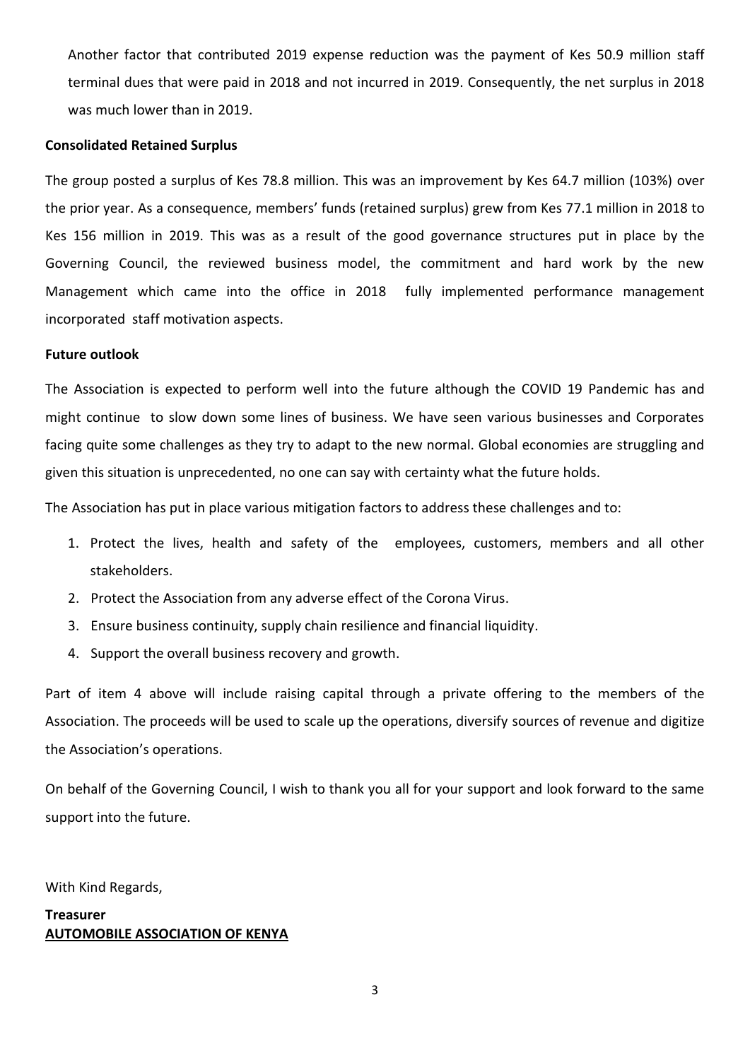Another factor that contributed 2019 expense reduction was the payment of Kes 50.9 million staff terminal dues that were paid in 2018 and not incurred in 2019. Consequently, the net surplus in 2018 was much lower than in 2019.

**Consolidated Retained Surplus**

The group posted a surplus of Kes 78.8 million. This was an improvement by Kes 64.7 million (103%) over the prior year. As a consequence, members' funds (retained surplus) grew from Kes 77.1 million in 2018 to Kes 156 million in 2019. This was as a result of the good governance structures put in place by the Governing Council, the reviewed business model, the commitment and hard work by the new Management which came into the office in 2018 fully implemented performance management incorporated staff motivation aspects.

**Future outlook**

The Association is expected to perform well into the future although the COVID 19 Pandemic has and might continue to slow down some lines of business. We have seen various businesses and Corporates facing quite some challenges as they try to adapt to the new normal. Global economies are struggling and given this situation is unprecedented, no one can say with certainty what the future holds.

The Association has put in place various mitigation factors to address these challenges and to:

1. Protect the lives, health and safety of the employees, customers, members and all other stakeholders.
2. Protect the Association from any adverse effect of the Corona Virus.
3. Ensure business continuity, supply chain resilience and financial liquidity.
4. Support the overall business recovery and growth.

Part of item 4 above will include raising capital through a private offering to the members of the Association. The proceeds will be used to scale up the operations, diversify sources of revenue and digitize the Association's operations.

On behalf of the Governing Council, I wish to thank you all for your support and look forward to the same support into the future.

With Kind Regards,

**Treasurer**
**AUTOMOBILE ASSOCIATION OF KENYA**